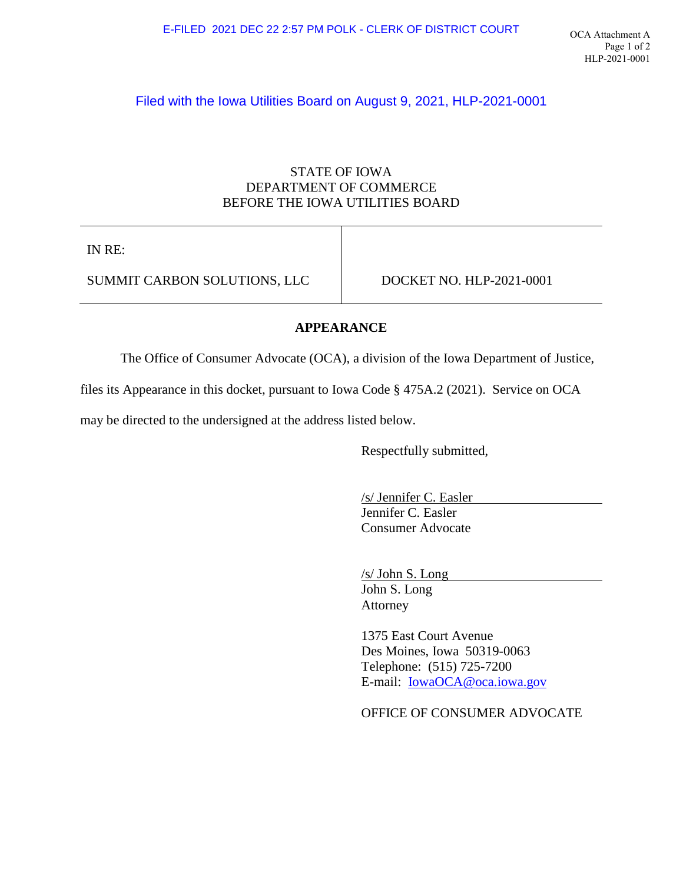Filed with the Iowa Utilities Board on August 9, 2021, HLP-2021-0001

STATE OF IOWA
DEPARTMENT OF COMMERCE
BEFORE THE IOWA UTILITIES BOARD

| IN RE: SUMMIT CARBON SOLUTIONS, LLC | DOCKET NO. HLP-2021-0001 |
| --- | --- |

**APPEARANCE**

The Office of Consumer Advocate (OCA), a division of the Iowa Department of Justice, files its Appearance in this docket, pursuant to Iowa Code § 475A.2 (2021). Service on OCA may be directed to the undersigned at the address listed below.

Respectfully submitted,

/s/ Jennifer C. Easler
Jennifer C. Easler
Consumer Advocate

/s/ John S. Long
John S. Long
Attorney

1375 East Court Avenue
Des Moines, Iowa 50319-0063
Telephone: (515) 725-7200
E-mail: IowaOCA@oca.iowa.gov

OFFICE OF CONSUMER ADVOCATE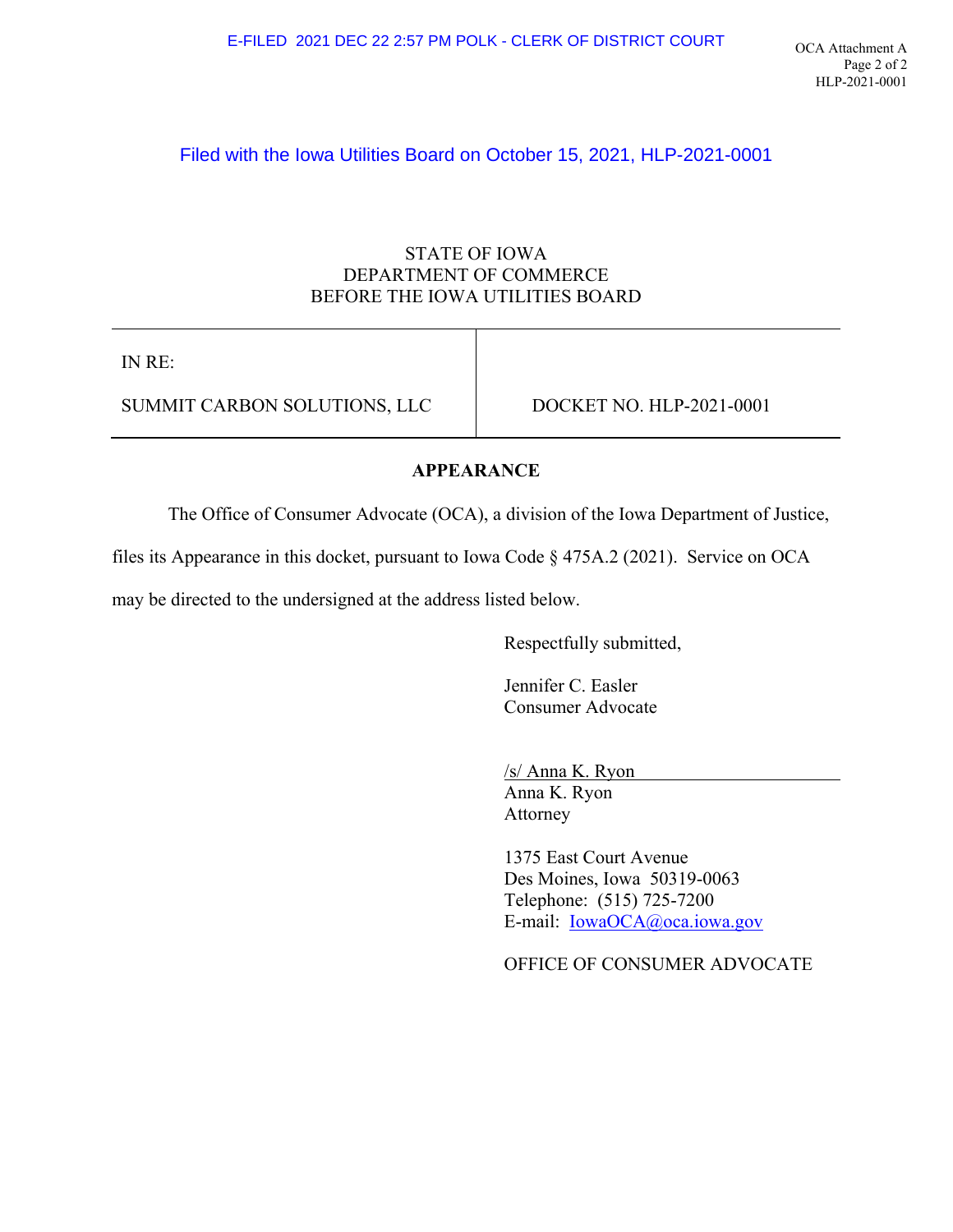Filed with the Iowa Utilities Board on October 15, 2021, HLP-2021-0001

STATE OF IOWA
DEPARTMENT OF COMMERCE
BEFORE THE IOWA UTILITIES BOARD

| | |
|---|---|
| IN RE:<br><br>SUMMIT CARBON SOLUTIONS, LLC | DOCKET NO. HLP-2021-0001 |

**APPEARANCE**

The Office of Consumer Advocate (OCA), a division of the Iowa Department of Justice, files its Appearance in this docket, pursuant to Iowa Code § 475A.2 (2021). Service on OCA may be directed to the undersigned at the address listed below.

Respectfully submitted,

Jennifer C. Easler
Consumer Advocate

/s/ Anna K. Ryon
Anna K. Ryon
Attorney

1375 East Court Avenue
Des Moines, Iowa 50319-0063
Telephone: (515) 725-7200
E-mail: IowaOCA@oca.iowa.gov

OFFICE OF CONSUMER ADVOCATE